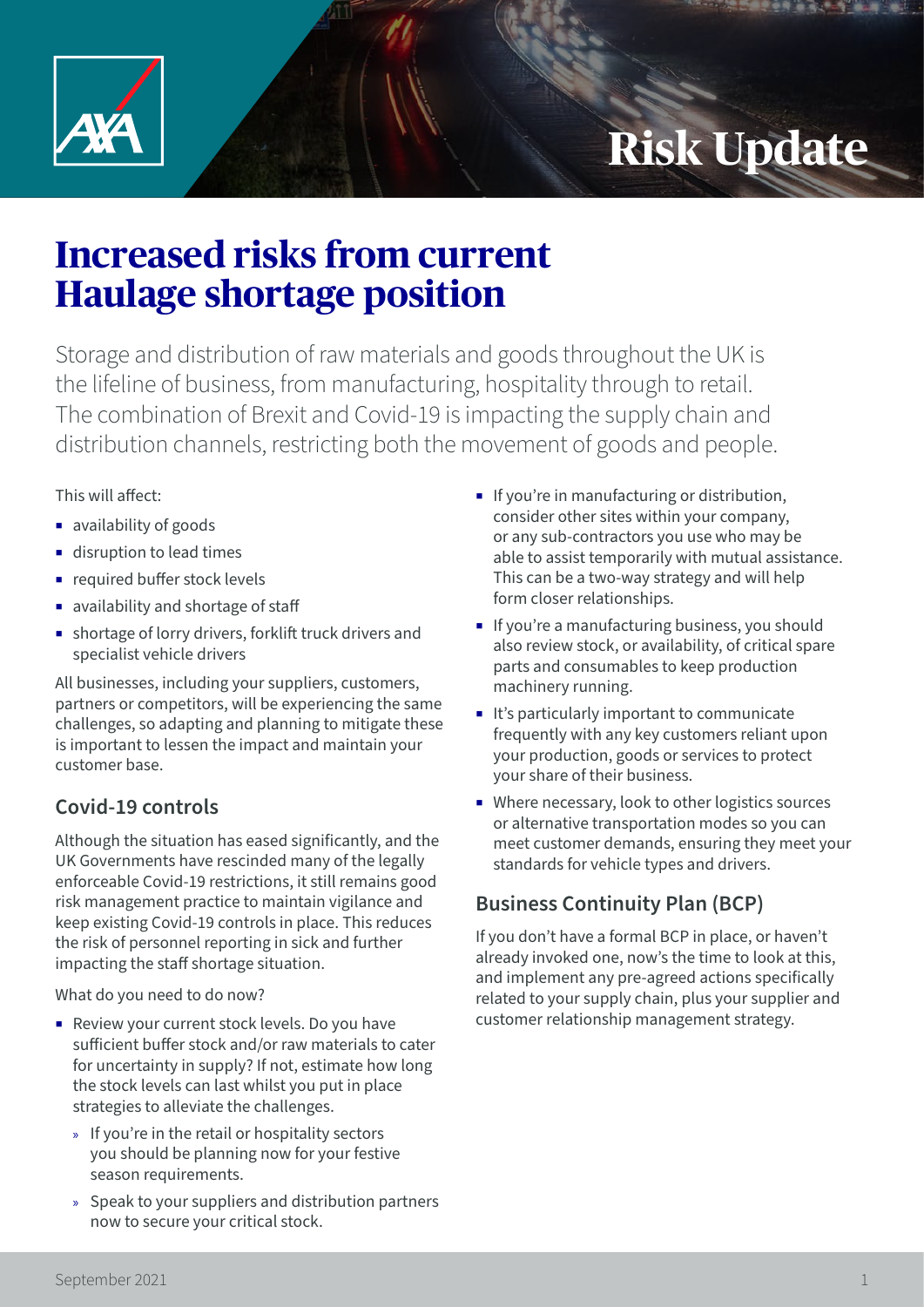Risk Update

# Increased risks from current Haulage shortage position

Storage and distribution of raw materials and goods throughout the UK is the lifeline of business, from manufacturing, hospitality through to retail. The combination of Brexit and Covid-19 is impacting the supply chain and distribution channels, restricting both the movement of goods and people.

This will affect:

- availability of goods
- disruption to lead times
- required buffer stock levels
- availability and shortage of staff
- shortage of lorry drivers, forklift truck drivers and specialist vehicle drivers

All businesses, including your suppliers, customers, partners or competitors, will be experiencing the same challenges, so adapting and planning to mitigate these is important to lessen the impact and maintain your customer base.

## Covid-19 controls

Although the situation has eased significantly, and the UK Governments have rescinded many of the legally enforceable Covid-19 restrictions, it still remains good risk management practice to maintain vigilance and keep existing Covid-19 controls in place. This reduces the risk of personnel reporting in sick and further impacting the staff shortage situation.

What do you need to do now?

- Review your current stock levels. Do you have sufficient buffer stock and/or raw materials to cater for uncertainty in supply? If not, estimate how long the stock levels can last whilst you put in place strategies to alleviate the challenges.
  - If you're in the retail or hospitality sectors you should be planning now for your festive season requirements.
  - Speak to your suppliers and distribution partners now to secure your critical stock.
- If you're in manufacturing or distribution, consider other sites within your company, or any sub-contractors you use who may be able to assist temporarily with mutual assistance. This can be a two-way strategy and will help form closer relationships.
- If you're a manufacturing business, you should also review stock, or availability, of critical spare parts and consumables to keep production machinery running.
- It's particularly important to communicate frequently with any key customers reliant upon your production, goods or services to protect your share of their business.
- Where necessary, look to other logistics sources or alternative transportation modes so you can meet customer demands, ensuring they meet your standards for vehicle types and drivers.

## Business Continuity Plan (BCP)

If you don't have a formal BCP in place, or haven't already invoked one, now's the time to look at this, and implement any pre-agreed actions specifically related to your supply chain, plus your supplier and customer relationship management strategy.

September 2021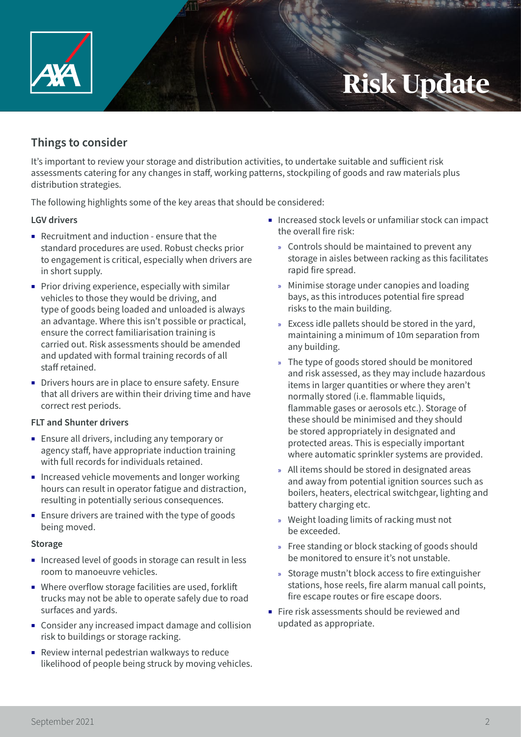## Things to consider

It's important to review your storage and distribution activities, to undertake suitable and sufficient risk assessments catering for any changes in staff, working patterns, stockpiling of goods and raw materials plus distribution strategies.

The following highlights some of the key areas that should be considered:

**LGV drivers**

- Recruitment and induction - ensure that the standard procedures are used. Robust checks prior to engagement is critical, especially when drivers are in short supply.
- Prior driving experience, especially with similar vehicles to those they would be driving, and type of goods being loaded and unloaded is always an advantage. Where this isn't possible or practical, ensure the correct familiarisation training is carried out. Risk assessments should be amended and updated with formal training records of all staff retained.
- Drivers hours are in place to ensure safety. Ensure that all drivers are within their driving time and have correct rest periods.

**FLT and Shunter drivers**

- Ensure all drivers, including any temporary or agency staff, have appropriate induction training with full records for individuals retained.
- Increased vehicle movements and longer working hours can result in operator fatigue and distraction, resulting in potentially serious consequences.
- Ensure drivers are trained with the type of goods being moved.

**Storage**

- Increased level of goods in storage can result in less room to manoeuvre vehicles.
- Where overflow storage facilities are used, forklift trucks may not be able to operate safely due to road surfaces and yards.
- Consider any increased impact damage and collision risk to buildings or storage racking.
- Review internal pedestrian walkways to reduce likelihood of people being struck by moving vehicles.
- Increased stock levels or unfamiliar stock can impact the overall fire risk:
  - Controls should be maintained to prevent any storage in aisles between racking as this facilitates rapid fire spread.
  - Minimise storage under canopies and loading bays, as this introduces potential fire spread risks to the main building.
  - Excess idle pallets should be stored in the yard, maintaining a minimum of 10m separation from any building.
  - The type of goods stored should be monitored and risk assessed, as they may include hazardous items in larger quantities or where they aren't normally stored (i.e. flammable liquids, flammable gases or aerosols etc.). Storage of these should be minimised and they should be stored appropriately in designated and protected areas. This is especially important where automatic sprinkler systems are provided.
  - All items should be stored in designated areas and away from potential ignition sources such as boilers, heaters, electrical switchgear, lighting and battery charging etc.
  - Weight loading limits of racking must not be exceeded.
  - Free standing or block stacking of goods should be monitored to ensure it's not unstable.
  - Storage mustn't block access to fire extinguisher stations, hose reels, fire alarm manual call points, fire escape routes or fire escape doors.
- Fire risk assessments should be reviewed and updated as appropriate.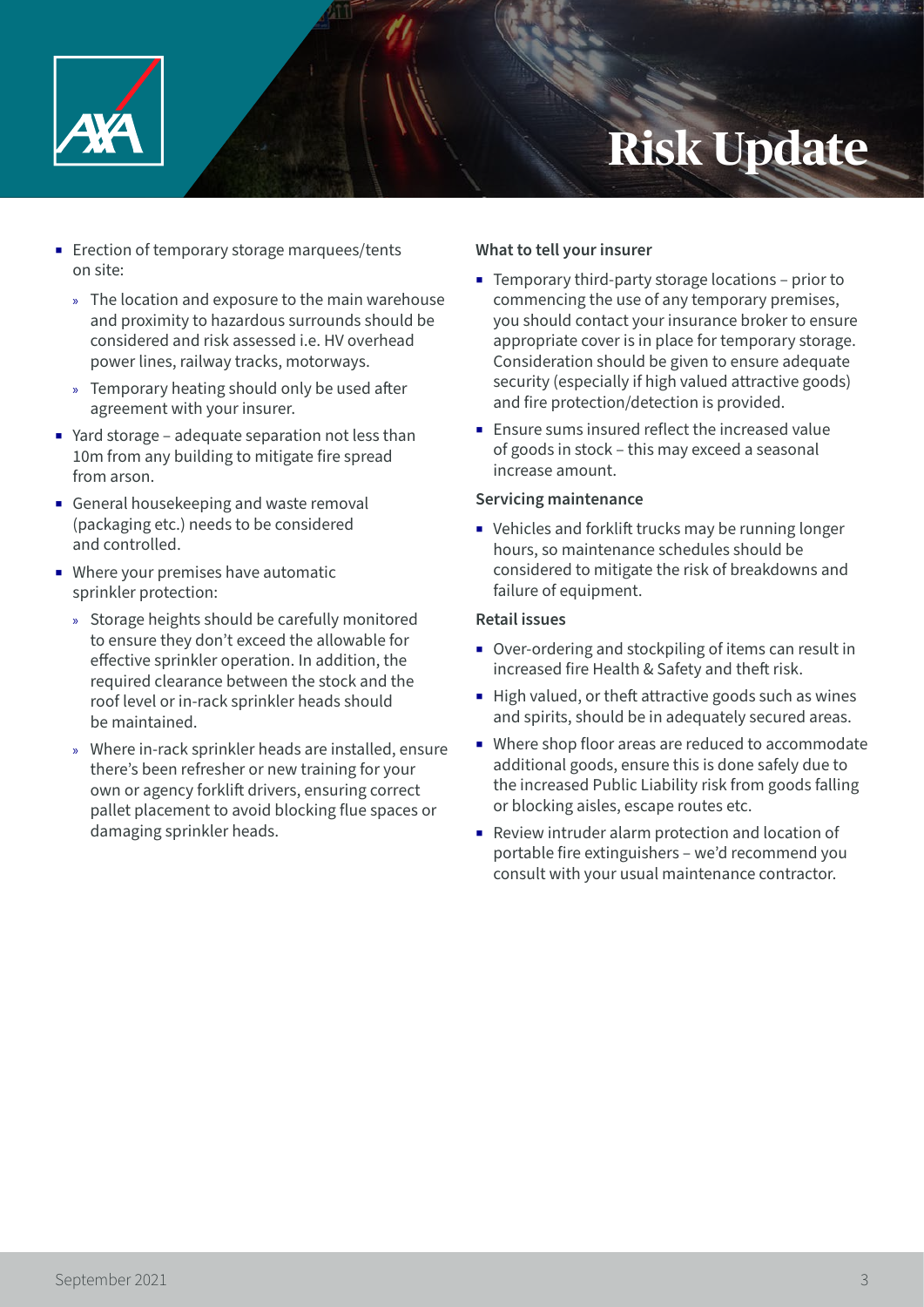- Erection of temporary storage marquees/tents on site:
  - The location and exposure to the main warehouse and proximity to hazardous surrounds should be considered and risk assessed i.e. HV overhead power lines, railway tracks, motorways.
  - Temporary heating should only be used after agreement with your insurer.
- Yard storage – adequate separation not less than 10m from any building to mitigate fire spread from arson.
- General housekeeping and waste removal (packaging etc.) needs to be considered and controlled.
- Where your premises have automatic sprinkler protection:
  - Storage heights should be carefully monitored to ensure they don't exceed the allowable for effective sprinkler operation. In addition, the required clearance between the stock and the roof level or in-rack sprinkler heads should be maintained.
  - Where in-rack sprinkler heads are installed, ensure there's been refresher or new training for your own or agency forklift drivers, ensuring correct pallet placement to avoid blocking flue spaces or damaging sprinkler heads.

#### What to tell your insurer

- Temporary third-party storage locations – prior to commencing the use of any temporary premises, you should contact your insurance broker to ensure appropriate cover is in place for temporary storage. Consideration should be given to ensure adequate security (especially if high valued attractive goods) and fire protection/detection is provided.
- Ensure sums insured reflect the increased value of goods in stock – this may exceed a seasonal increase amount.

#### Servicing maintenance

- Vehicles and forklift trucks may be running longer hours, so maintenance schedules should be considered to mitigate the risk of breakdowns and failure of equipment.

#### Retail issues

- Over-ordering and stockpiling of items can result in increased fire Health & Safety and theft risk.
- High valued, or theft attractive goods such as wines and spirits, should be in adequately secured areas.
- Where shop floor areas are reduced to accommodate additional goods, ensure this is done safely due to the increased Public Liability risk from goods falling or blocking aisles, escape routes etc.
- Review intruder alarm protection and location of portable fire extinguishers – we'd recommend you consult with your usual maintenance contractor.